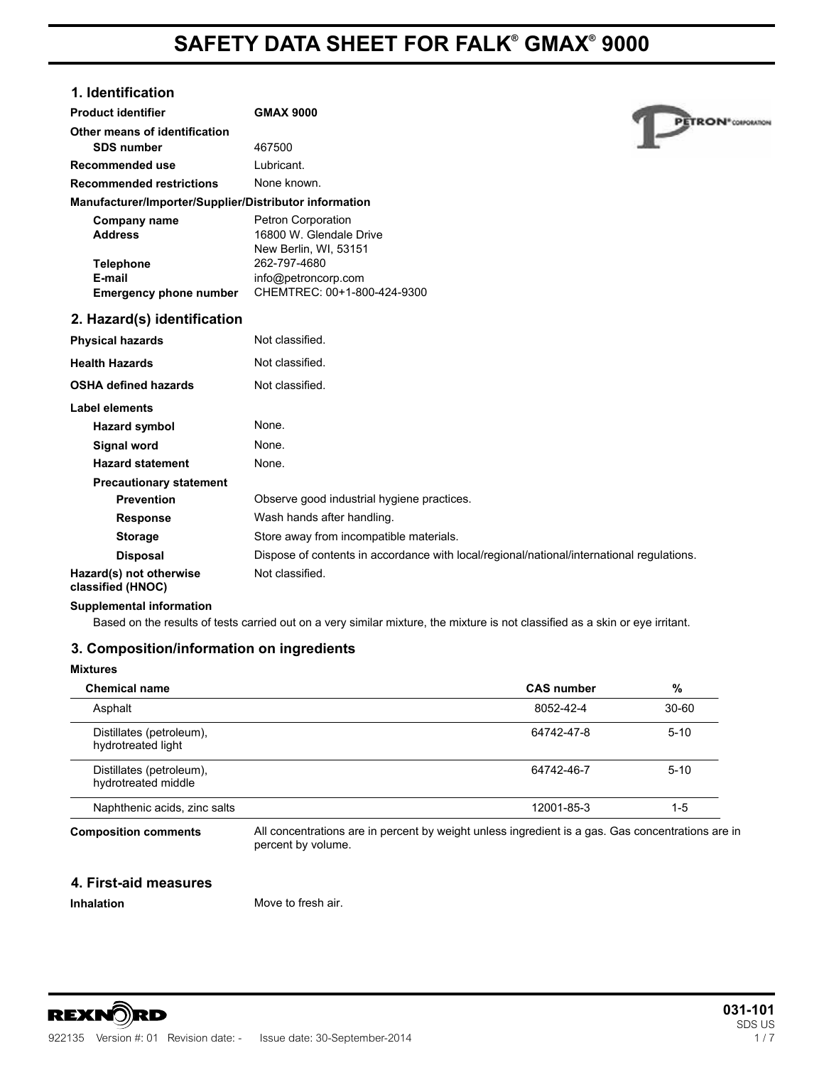# SAFETY DATA SHEET FOR FALK® GMAX® 9000

## 1. Identification

| | |
|---|---|
| **Product identifier** | **GMAX 9000** |
| **Other means of identification** | |
| **SDS number** | 467500 |
| **Recommended use** | Lubricant. |
| **Recommended restrictions** | None known. |

**Manufacturer/Importer/Supplier/Distributor information**

| | |
|---|---|
| **Company name** | Petron Corporation |
| **Address** | 16800 W. Glendale Drive<br>New Berlin, WI, 53151 |
| **Telephone** | 262-797-4680 |
| **E-mail** | info@petroncorp.com |
| **Emergency phone number** | CHEMTREC: 00+1-800-424-9300 |

## 2. Hazard(s) identification

| | |
|---|---|
| **Physical hazards** | Not classified. |
| **Health Hazards** | Not classified. |
| **OSHA defined hazards** | Not classified. |

**Label elements**

| | |
|---|---|
| **Hazard symbol** | None. |
| **Signal word** | None. |
| **Hazard statement** | None. |
| **Precautionary statement** | |
| **Prevention** | Observe good industrial hygiene practices. |
| **Response** | Wash hands after handling. |
| **Storage** | Store away from incompatible materials. |
| **Disposal** | Dispose of contents in accordance with local/regional/national/international regulations. |
| **Hazard(s) not otherwise classified (HNOC)** | Not classified. |

**Supplemental information**

Based on the results of tests carried out on a very similar mixture, the mixture is not classified as a skin or eye irritant.

## 3. Composition/information on ingredients

**Mixtures**

| Chemical name | CAS number | % |
|---|---|---|
| Asphalt | 8052-42-4 | 30-60 |
| Distillates (petroleum), hydrotreated light | 64742-47-8 | 5-10 |
| Distillates (petroleum), hydrotreated middle | 64742-46-7 | 5-10 |
| Naphthenic acids, zinc salts | 12001-85-3 | 1-5 |

**Composition comments** All concentrations are in percent by weight unless ingredient is a gas. Gas concentrations are in percent by volume.

## 4. First-aid measures

**Inhalation** Move to fresh air.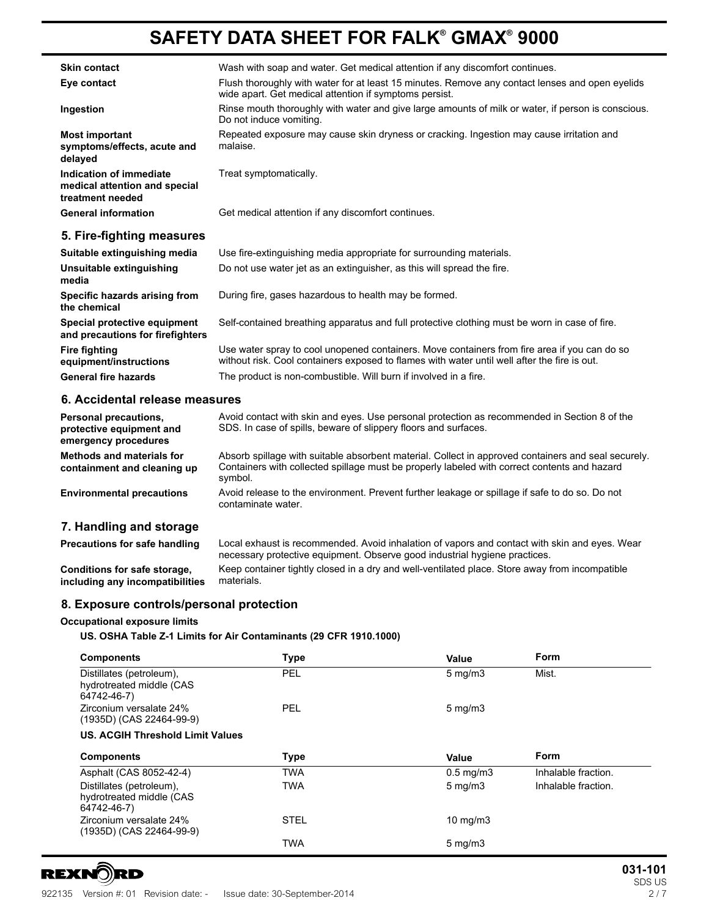| | |
|---|---|
| **Skin contact** | Wash with soap and water. Get medical attention if any discomfort continues. |
| **Eye contact** | Flush thoroughly with water for at least 15 minutes. Remove any contact lenses and open eyelids wide apart. Get medical attention if symptoms persist. |
| **Ingestion** | Rinse mouth thoroughly with water and give large amounts of milk or water, if person is conscious. Do not induce vomiting. |
| **Most important symptoms/effects, acute and delayed** | Repeated exposure may cause skin dryness or cracking. Ingestion may cause irritation and malaise. |
| **Indication of immediate medical attention and special treatment needed** | Treat symptomatically. |
| **General information** | Get medical attention if any discomfort continues. |

## 5. Fire-fighting measures

| | |
|---|---|
| **Suitable extinguishing media** | Use fire-extinguishing media appropriate for surrounding materials. |
| **Unsuitable extinguishing media** | Do not use water jet as an extinguisher, as this will spread the fire. |
| **Specific hazards arising from the chemical** | During fire, gases hazardous to health may be formed. |
| **Special protective equipment and precautions for firefighters** | Self-contained breathing apparatus and full protective clothing must be worn in case of fire. |
| **Fire fighting equipment/instructions** | Use water spray to cool unopened containers. Move containers from fire area if you can do so without risk. Cool containers exposed to flames with water until well after the fire is out. |
| **General fire hazards** | The product is non-combustible. Will burn if involved in a fire. |

## 6. Accidental release measures

| | |
|---|---|
| **Personal precautions, protective equipment and emergency procedures** | Avoid contact with skin and eyes. Use personal protection as recommended in Section 8 of the SDS. In case of spills, beware of slippery floors and surfaces. |
| **Methods and materials for containment and cleaning up** | Absorb spillage with suitable absorbent material. Collect in approved containers and seal securely. Containers with collected spillage must be properly labeled with correct contents and hazard symbol. |
| **Environmental precautions** | Avoid release to the environment. Prevent further leakage or spillage if safe to do so. Do not contaminate water. |

## 7. Handling and storage

| | |
|---|---|
| **Precautions for safe handling** | Local exhaust is recommended. Avoid inhalation of vapors and contact with skin and eyes. Wear necessary protective equipment. Observe good industrial hygiene practices. |
| **Conditions for safe storage, including any incompatibilities** | Keep container tightly closed in a dry and well-ventilated place. Store away from incompatible materials. |

## 8. Exposure controls/personal protection

**Occupational exposure limits**

**US. OSHA Table Z-1 Limits for Air Contaminants (29 CFR 1910.1000)**

| Components | Type | Value | Form |
|---|---|---|---|
| Distillates (petroleum), hydrotreated middle (CAS 64742-46-7) | PEL | 5 mg/m3 | Mist. |
| Zirconium versalate 24% (1935D) (CAS 22464-99-9) | PEL | 5 mg/m3 | |

**US. ACGIH Threshold Limit Values**

| Components | Type | Value | Form |
|---|---|---|---|
| Asphalt (CAS 8052-42-4) | TWA | 0.5 mg/m3 | Inhalable fraction. |
| Distillates (petroleum), hydrotreated middle (CAS 64742-46-7) | TWA | 5 mg/m3 | Inhalable fraction. |
| Zirconium versalate 24% (1935D) (CAS 22464-99-9) | STEL | 10 mg/m3 | |
| | TWA | 5 mg/m3 | |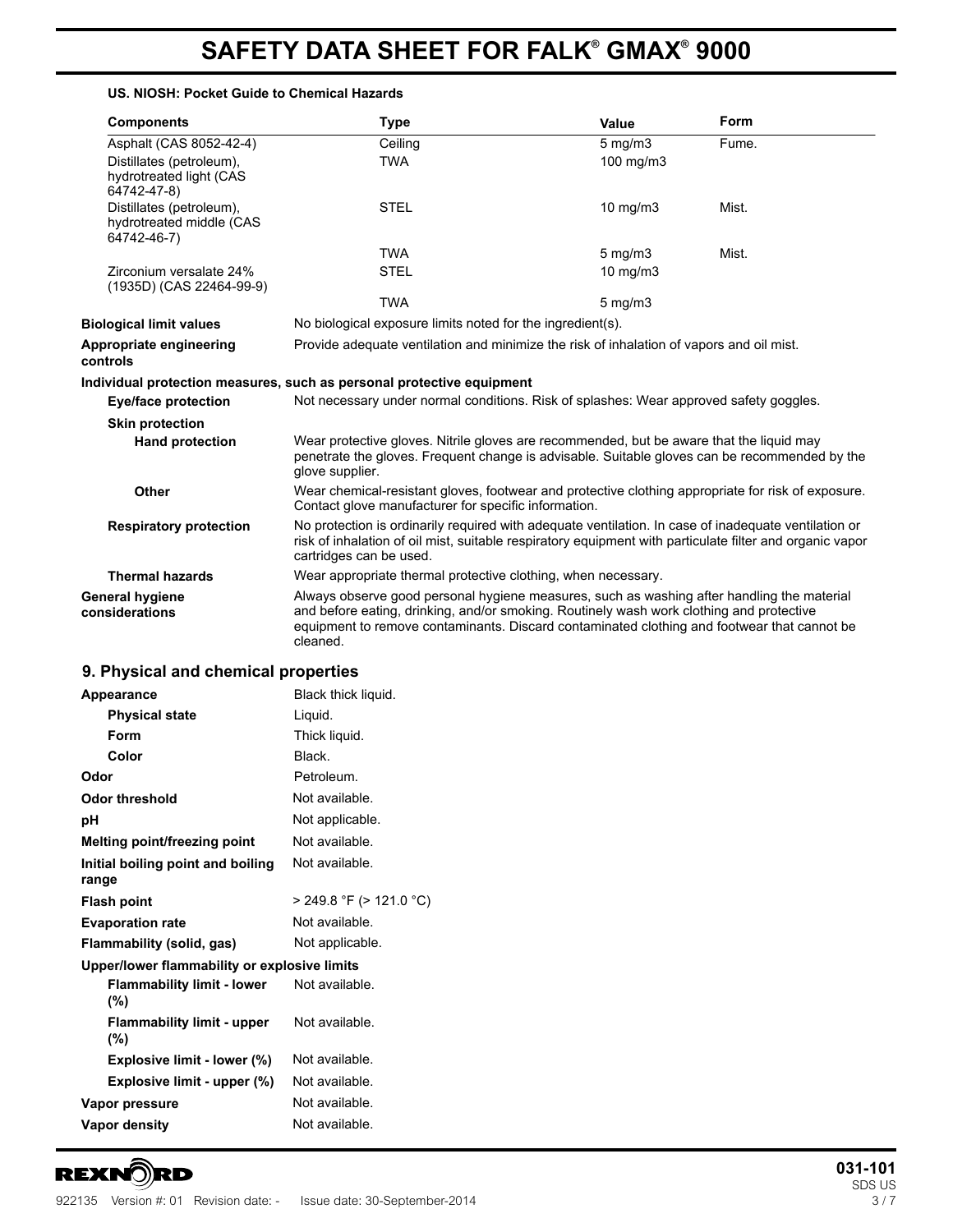**US. NIOSH: Pocket Guide to Chemical Hazards**

| Components | Type | Value | Form |
|---|---|---|---|
| Asphalt (CAS 8052-42-4) | Ceiling | 5 mg/m3 | Fume. |
| Distillates (petroleum), hydrotreated light (CAS 64742-47-8) | TWA | 100 mg/m3 | |
| Distillates (petroleum), hydrotreated middle (CAS 64742-46-7) | STEL | 10 mg/m3 | Mist. |
| | TWA | 5 mg/m3 | Mist. |
| Zirconium versalate 24% (1935D) (CAS 22464-99-9) | STEL | 10 mg/m3 | |
| | TWA | 5 mg/m3 | |

**Biological limit values** No biological exposure limits noted for the ingredient(s).

**Appropriate engineering controls** Provide adequate ventilation and minimize the risk of inhalation of vapors and oil mist.

**Individual protection measures, such as personal protective equipment**

**Eye/face protection** Not necessary under normal conditions. Risk of splashes: Wear approved safety goggles.

**Skin protection**

**Hand protection** Wear protective gloves. Nitrile gloves are recommended, but be aware that the liquid may penetrate the gloves. Frequent change is advisable. Suitable gloves can be recommended by the glove supplier.

**Other** Wear chemical-resistant gloves, footwear and protective clothing appropriate for risk of exposure. Contact glove manufacturer for specific information.

**Respiratory protection** No protection is ordinarily required with adequate ventilation. In case of inadequate ventilation or risk of inhalation of oil mist, suitable respiratory equipment with particulate filter and organic vapor cartridges can be used.

**Thermal hazards** Wear appropriate thermal protective clothing, when necessary.

**General hygiene considerations** Always observe good personal hygiene measures, such as washing after handling the material and before eating, drinking, and/or smoking. Routinely wash work clothing and protective equipment to remove contaminants. Discard contaminated clothing and footwear that cannot be cleaned.

## 9. Physical and chemical properties

| | |
|---|---|
| **Appearance** | Black thick liquid. |
| **Physical state** | Liquid. |
| **Form** | Thick liquid. |
| **Color** | Black. |
| **Odor** | Petroleum. |
| **Odor threshold** | Not available. |
| **pH** | Not applicable. |
| **Melting point/freezing point** | Not available. |
| **Initial boiling point and boiling range** | Not available. |
| **Flash point** | > 249.8 °F (> 121.0 °C) |
| **Evaporation rate** | Not available. |
| **Flammability (solid, gas)** | Not applicable. |
| **Upper/lower flammability or explosive limits** | |
| **Flammability limit - lower (%)** | Not available. |
| **Flammability limit - upper (%)** | Not available. |
| **Explosive limit - lower (%)** | Not available. |
| **Explosive limit - upper (%)** | Not available. |
| **Vapor pressure** | Not available. |
| **Vapor density** | Not available. |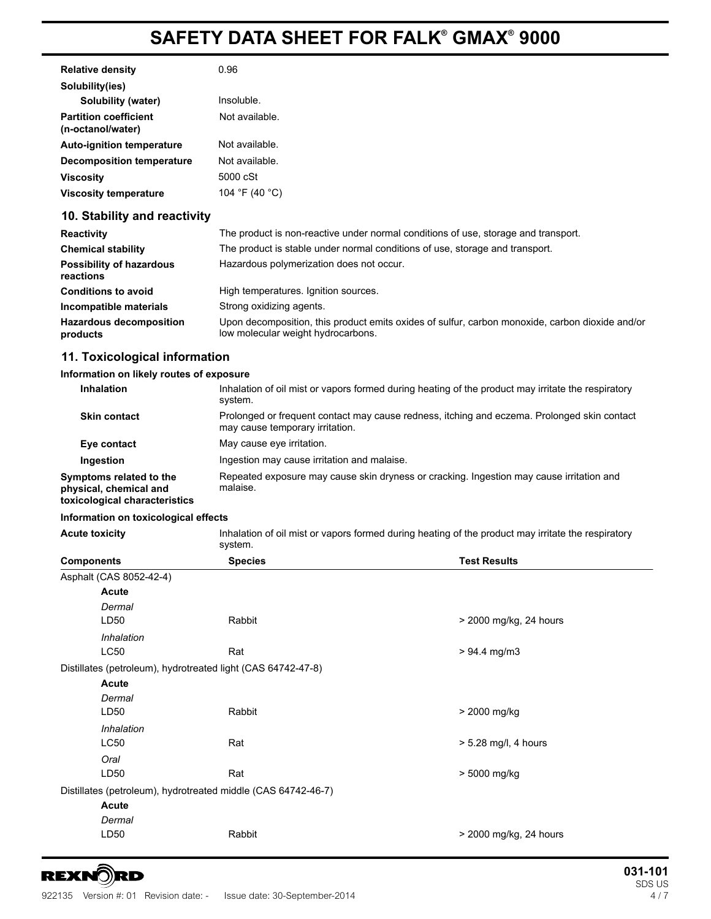| | |
|---|---|
| **Relative density** | 0.96 |
| **Solubility(ies)** | |
| **Solubility (water)** | Insoluble. |
| **Partition coefficient (n-octanol/water)** | Not available. |
| **Auto-ignition temperature** | Not available. |
| **Decomposition temperature** | Not available. |
| **Viscosity** | 5000 cSt |
| **Viscosity temperature** | 104 °F (40 °C) |

## 10. Stability and reactivity

| | |
|---|---|
| **Reactivity** | The product is non-reactive under normal conditions of use, storage and transport. |
| **Chemical stability** | The product is stable under normal conditions of use, storage and transport. |
| **Possibility of hazardous reactions** | Hazardous polymerization does not occur. |
| **Conditions to avoid** | High temperatures. Ignition sources. |
| **Incompatible materials** | Strong oxidizing agents. |
| **Hazardous decomposition products** | Upon decomposition, this product emits oxides of sulfur, carbon monoxide, carbon dioxide and/or low molecular weight hydrocarbons. |

## 11. Toxicological information

**Information on likely routes of exposure**

| | |
|---|---|
| **Inhalation** | Inhalation of oil mist or vapors formed during heating of the product may irritate the respiratory system. |
| **Skin contact** | Prolonged or frequent contact may cause redness, itching and eczema. Prolonged skin contact may cause temporary irritation. |
| **Eye contact** | May cause eye irritation. |
| **Ingestion** | Ingestion may cause irritation and malaise. |
| **Symptoms related to the physical, chemical and toxicological characteristics** | Repeated exposure may cause skin dryness or cracking. Ingestion may cause irritation and malaise. |

**Information on toxicological effects**

| | |
|---|---|
| **Acute toxicity** | Inhalation of oil mist or vapors formed during heating of the product may irritate the respiratory system. |

| Components | Species | Test Results |
|---|---|---|
| Asphalt (CAS 8052-42-4) | | |
| **Acute** | | |
| *Dermal* | | |
| LD50 | Rabbit | > 2000 mg/kg, 24 hours |
| *Inhalation* | | |
| LC50 | Rat | > 94.4 mg/m3 |
| Distillates (petroleum), hydrotreated light (CAS 64742-47-8) | | |
| **Acute** | | |
| *Dermal* | | |
| LD50 | Rabbit | > 2000 mg/kg |
| *Inhalation* | | |
| LC50 | Rat | > 5.28 mg/l, 4 hours |
| *Oral* | | |
| LD50 | Rat | > 5000 mg/kg |
| Distillates (petroleum), hydrotreated middle (CAS 64742-46-7) | | |
| **Acute** | | |
| *Dermal* | | |
| LD50 | Rabbit | > 2000 mg/kg, 24 hours |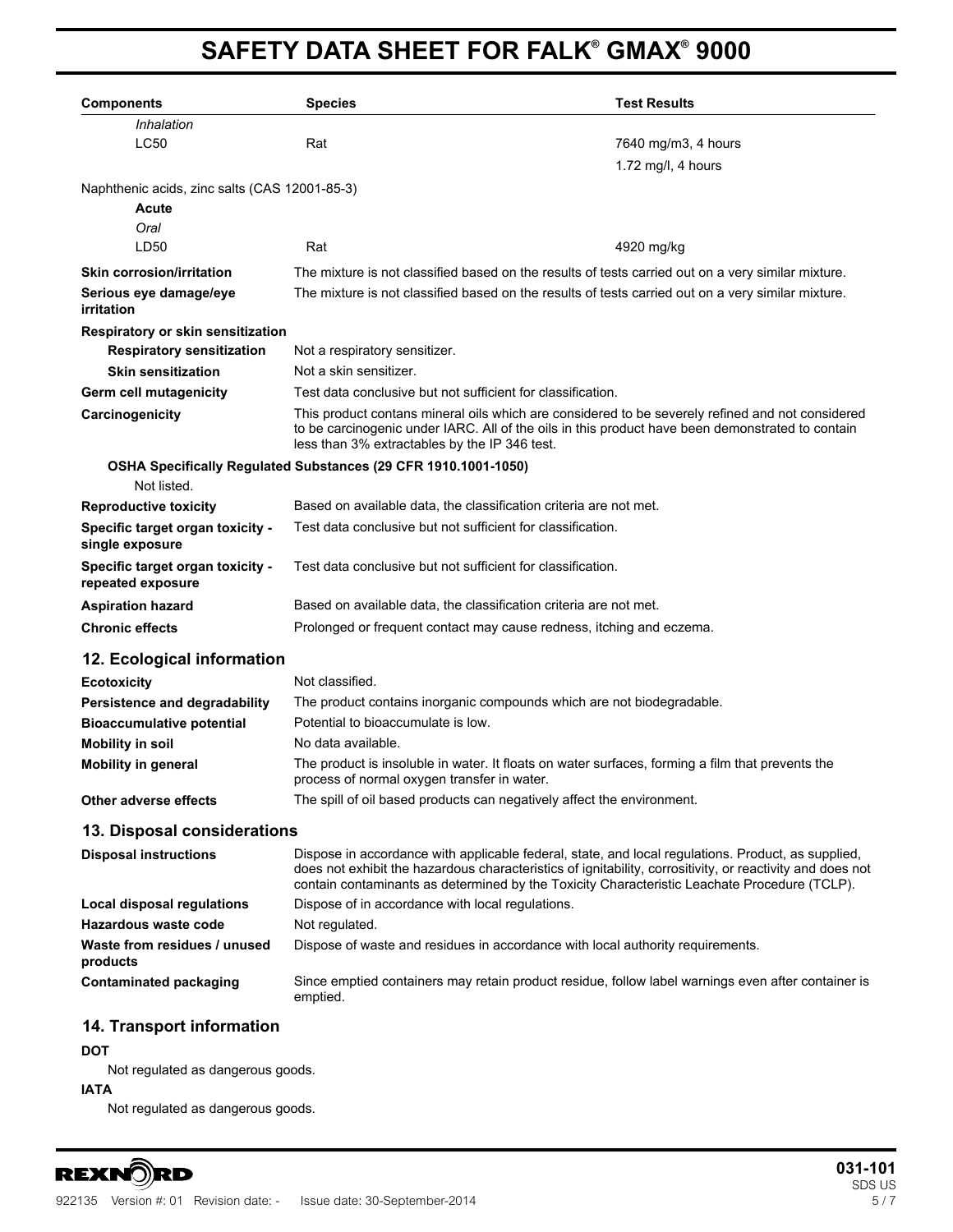| Components | Species | Test Results |
|---|---|---|
| *Inhalation* | | |
| LC50 | Rat | 7640 mg/m3, 4 hours |
| | | 1.72 mg/l, 4 hours |
| Naphthenic acids, zinc salts (CAS 12001-85-3) | | |
| **Acute** | | |
| *Oral* | | |
| LD50 | Rat | 4920 mg/kg |

**Skin corrosion/irritation** The mixture is not classified based on the results of tests carried out on a very similar mixture.

**Serious eye damage/eye irritation** The mixture is not classified based on the results of tests carried out on a very similar mixture.

**Respiratory or skin sensitization**

**Respiratory sensitization** Not a respiratory sensitizer.

**Skin sensitization** Not a skin sensitizer.

**Germ cell mutagenicity** Test data conclusive but not sufficient for classification.

**Carcinogenicity** This product contans mineral oils which are considered to be severely refined and not considered to be carcinogenic under IARC. All of the oils in this product have been demonstrated to contain less than 3% extractables by the IP 346 test.

**OSHA Specifically Regulated Substances (29 CFR 1910.1001-1050)**

Not listed.

**Reproductive toxicity** Based on available data, the classification criteria are not met.

**Specific target organ toxicity - single exposure** Test data conclusive but not sufficient for classification.

**Specific target organ toxicity - repeated exposure** Test data conclusive but not sufficient for classification.

**Aspiration hazard** Based on available data, the classification criteria are not met.

**Chronic effects** Prolonged or frequent contact may cause redness, itching and eczema.

## 12. Ecological information

**Ecotoxicity** Not classified.

**Persistence and degradability** The product contains inorganic compounds which are not biodegradable.

**Bioaccumulative potential** Potential to bioaccumulate is low.

**Mobility in soil** No data available.

**Mobility in general** The product is insoluble in water. It floats on water surfaces, forming a film that prevents the process of normal oxygen transfer in water.

**Other adverse effects** The spill of oil based products can negatively affect the environment.

## 13. Disposal considerations

**Disposal instructions** Dispose in accordance with applicable federal, state, and local regulations. Product, as supplied, does not exhibit the hazardous characteristics of ignitability, corrositivity, or reactivity and does not contain contaminants as determined by the Toxicity Characteristic Leachate Procedure (TCLP).

**Local disposal regulations** Dispose of in accordance with local regulations.

**Hazardous waste code** Not regulated.

**Waste from residues / unused products** Dispose of waste and residues in accordance with local authority requirements.

**Contaminated packaging** Since emptied containers may retain product residue, follow label warnings even after container is emptied.

## 14. Transport information

**DOT**

Not regulated as dangerous goods.

**IATA**

Not regulated as dangerous goods.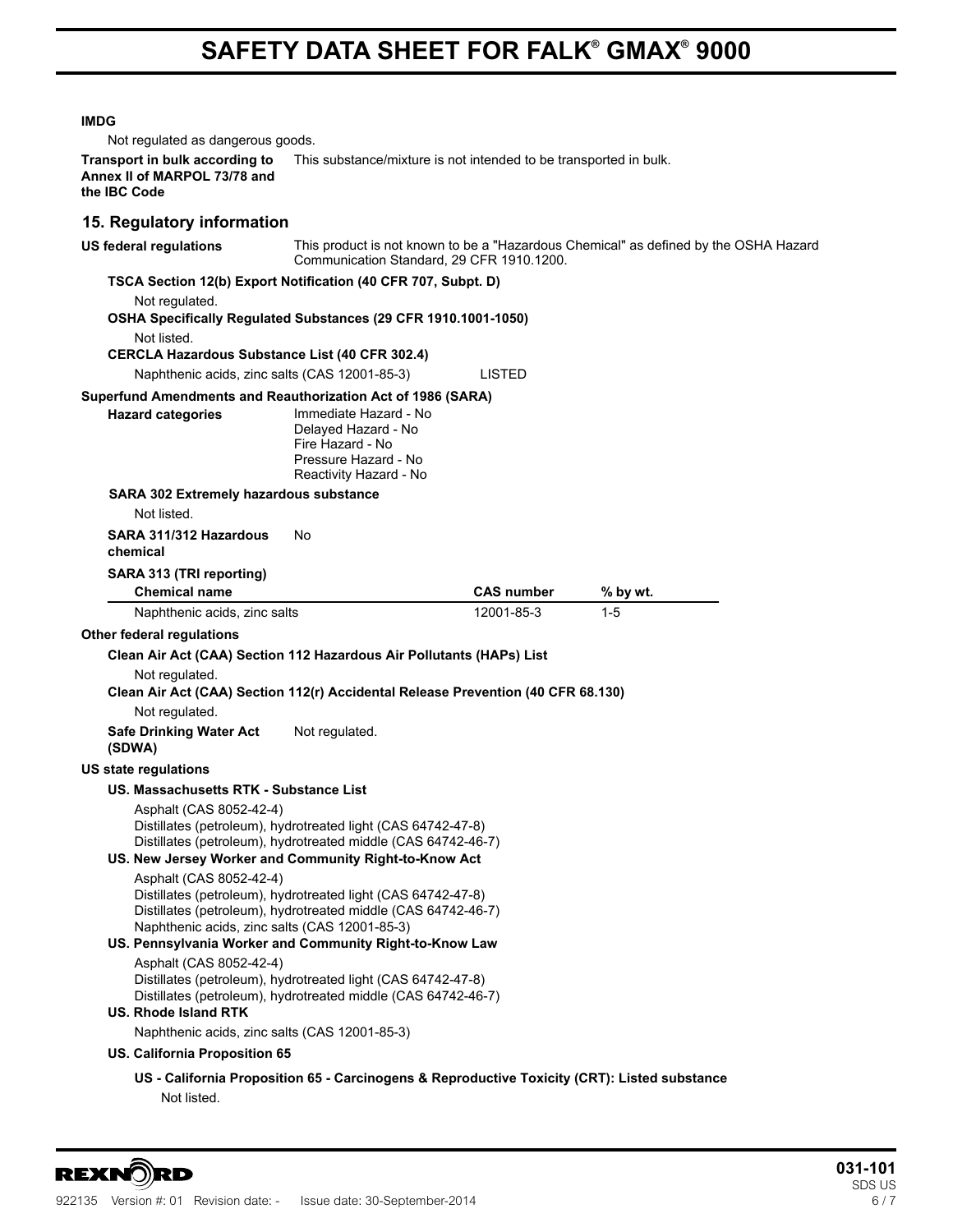**IMDG**

Not regulated as dangerous goods.

**Transport in bulk according to Annex II of MARPOL 73/78 and the IBC Code** This substance/mixture is not intended to be transported in bulk.

## 15. Regulatory information

**US federal regulations** This product is not known to be a "Hazardous Chemical" as defined by the OSHA Hazard Communication Standard, 29 CFR 1910.1200.

**TSCA Section 12(b) Export Notification (40 CFR 707, Subpt. D)**

Not regulated.

**OSHA Specifically Regulated Substances (29 CFR 1910.1001-1050)**

Not listed.

**CERCLA Hazardous Substance List (40 CFR 302.4)**

Naphthenic acids, zinc salts (CAS 12001-85-3) LISTED

**Superfund Amendments and Reauthorization Act of 1986 (SARA)**

**Hazard categories**
Immediate Hazard - No
Delayed Hazard - No
Fire Hazard - No
Pressure Hazard - No
Reactivity Hazard - No

**SARA 302 Extremely hazardous substance**

Not listed.

**SARA 311/312 Hazardous chemical** No

**SARA 313 (TRI reporting)**

| Chemical name | CAS number | % by wt. |
|---|---|---|
| Naphthenic acids, zinc salts | 12001-85-3 | 1-5 |

**Other federal regulations**

**Clean Air Act (CAA) Section 112 Hazardous Air Pollutants (HAPs) List**

Not regulated.

**Clean Air Act (CAA) Section 112(r) Accidental Release Prevention (40 CFR 68.130)**

Not regulated.

**Safe Drinking Water Act (SDWA)** Not regulated.

**US state regulations**

**US. Massachusetts RTK - Substance List**

Asphalt (CAS 8052-42-4)
Distillates (petroleum), hydrotreated light (CAS 64742-47-8)
Distillates (petroleum), hydrotreated middle (CAS 64742-46-7)

**US. New Jersey Worker and Community Right-to-Know Act**

Asphalt (CAS 8052-42-4)
Distillates (petroleum), hydrotreated light (CAS 64742-47-8)
Distillates (petroleum), hydrotreated middle (CAS 64742-46-7)
Naphthenic acids, zinc salts (CAS 12001-85-3)

**US. Pennsylvania Worker and Community Right-to-Know Law**

Asphalt (CAS 8052-42-4)
Distillates (petroleum), hydrotreated light (CAS 64742-47-8)
Distillates (petroleum), hydrotreated middle (CAS 64742-46-7)

**US. Rhode Island RTK**

Naphthenic acids, zinc salts (CAS 12001-85-3)

**US. California Proposition 65**

**US - California Proposition 65 - Carcinogens & Reproductive Toxicity (CRT): Listed substance**

Not listed.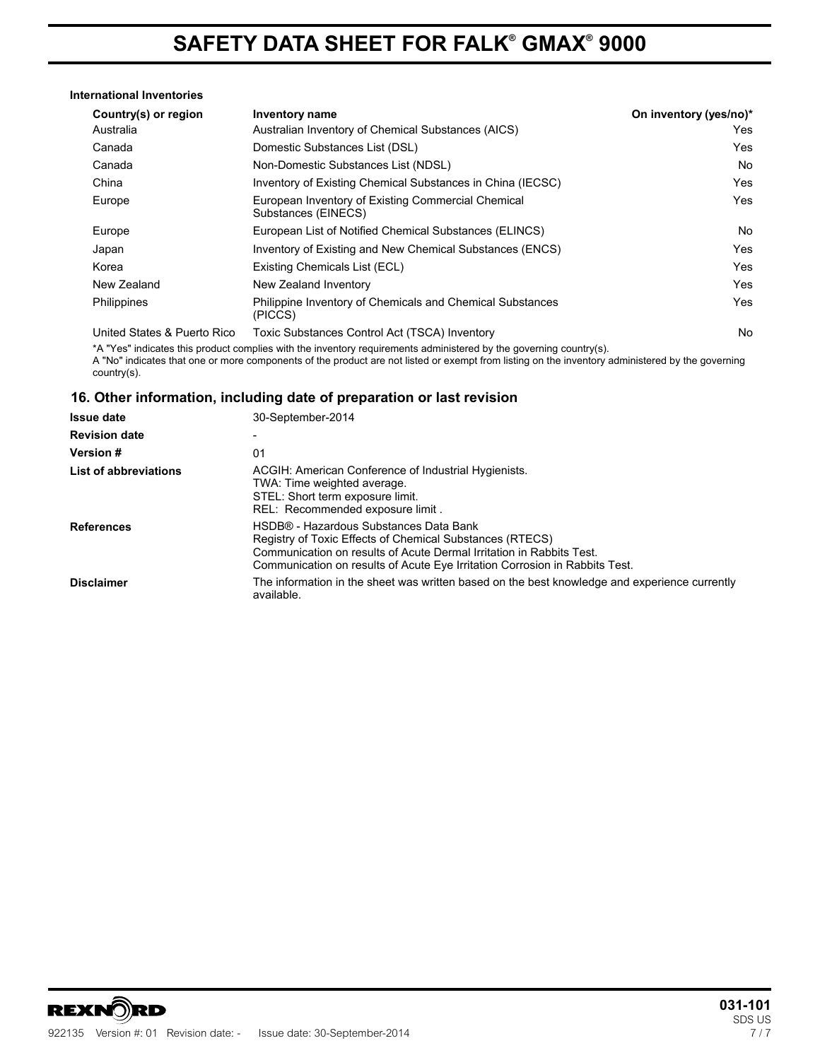**International Inventories**

| Country(s) or region | Inventory name | On inventory (yes/no)* |
|---|---|---|
| Australia | Australian Inventory of Chemical Substances (AICS) | Yes |
| Canada | Domestic Substances List (DSL) | Yes |
| Canada | Non-Domestic Substances List (NDSL) | No |
| China | Inventory of Existing Chemical Substances in China (IECSC) | Yes |
| Europe | European Inventory of Existing Commercial Chemical Substances (EINECS) | Yes |
| Europe | European List of Notified Chemical Substances (ELINCS) | No |
| Japan | Inventory of Existing and New Chemical Substances (ENCS) | Yes |
| Korea | Existing Chemicals List (ECL) | Yes |
| New Zealand | New Zealand Inventory | Yes |
| Philippines | Philippine Inventory of Chemicals and Chemical Substances (PICCS) | Yes |
| United States & Puerto Rico | Toxic Substances Control Act (TSCA) Inventory | No |

*A "Yes" indicates this product complies with the inventory requirements administered by the governing country(s).
A "No" indicates that one or more components of the product are not listed or exempt from listing on the inventory administered by the governing country(s).

## 16. Other information, including date of preparation or last revision

**Issue date** 30-September-2014

**Revision date** -

**Version #** 01

**List of abbreviations**
ACGIH: American Conference of Industrial Hygienists.
TWA: Time weighted average.
STEL: Short term exposure limit.
REL: Recommended exposure limit .

**References**
HSDB® - Hazardous Substances Data Bank
Registry of Toxic Effects of Chemical Substances (RTECS)
Communication on results of Acute Dermal Irritation in Rabbits Test.
Communication on results of Acute Eye Irritation Corrosion in Rabbits Test.

**Disclaimer**
The information in the sheet was written based on the best knowledge and experience currently available.